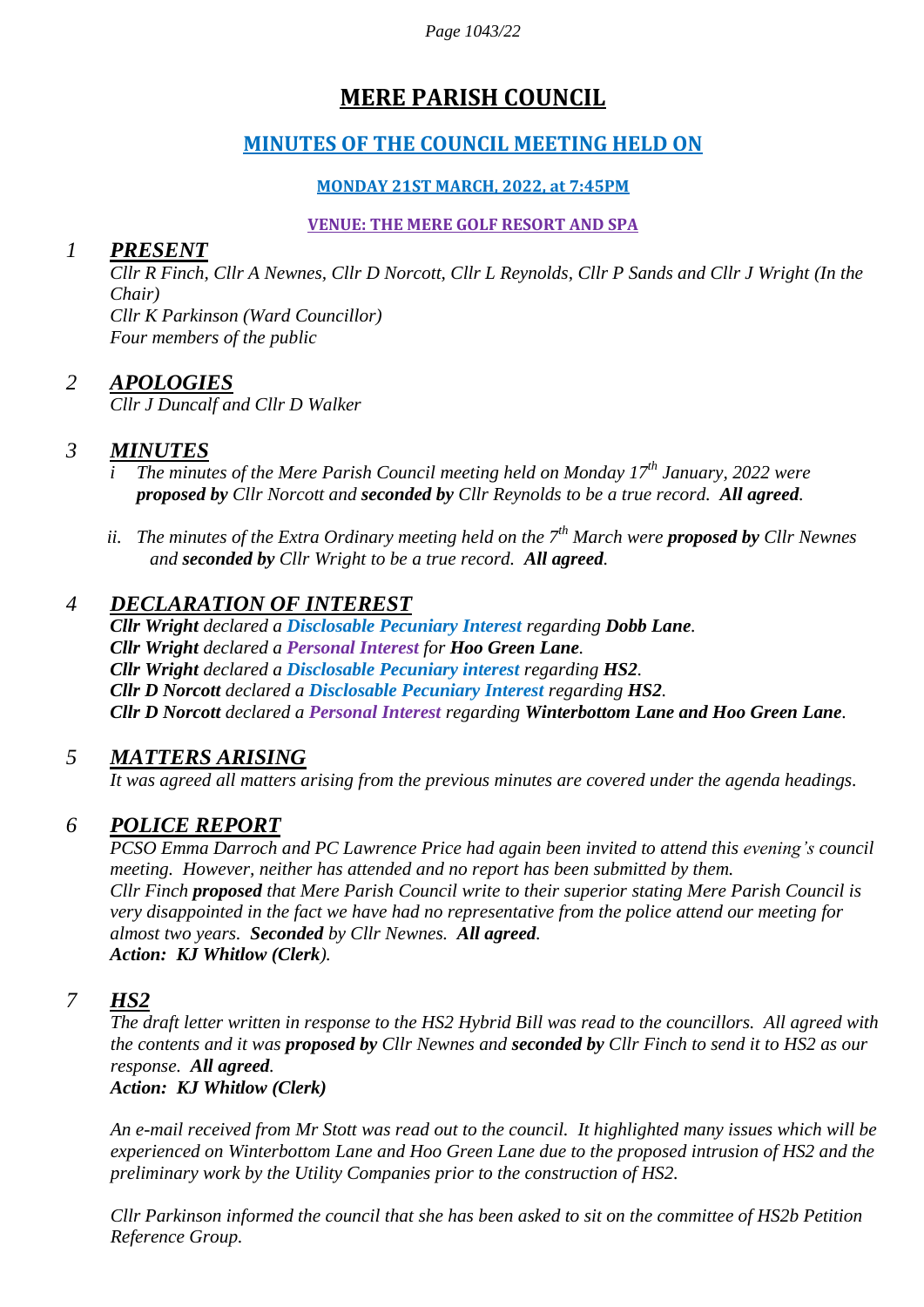# MERE PARISH COUNCIL

## MINUTES OF THE COUNCIL MEETING HELD ON

### MONDAY 21ST MARCH, 2022, at 7:45PM

### VENUE: THE MERE GOLF RESORT AND SPA

## *1 PRESENT*

*Cllr R Finch, Cllr A Newnes, Cllr D Norcott, Cllr L Reynolds, Cllr P Sands and Cllr J Wright (In the Chair)*
*Cllr K Parkinson (Ward Councillor)*
*Four members of the public*

## *2 APOLOGIES*

*Cllr J Duncalf and Cllr D Walker*

## *3 MINUTES*

*i The minutes of the Mere Parish Council meeting held on Monday 17th January, 2022 were **proposed by** Cllr Norcott and **seconded by** Cllr Reynolds to be a true record. **All agreed**.*

*ii. The minutes of the Extra Ordinary meeting held on the 7th March were **proposed by** Cllr Newnes and **seconded by** Cllr Wright to be a true record. **All agreed**.*

## *4 DECLARATION OF INTEREST*

***Cllr Wright** declared a **Disclosable Pecuniary Interest** regarding **Dobb Lane**.*
***Cllr Wright** declared a **Personal Interest** for **Hoo Green Lane**.*
***Cllr Wright** declared a **Disclosable Pecuniary interest** regarding **HS2**.*
***Cllr D Norcott** declared a **Disclosable Pecuniary Interest** regarding **HS2**.*
***Cllr D Norcott** declared a **Personal Interest** regarding **Winterbottom Lane and Hoo Green Lane**.*

## *5 MATTERS ARISING*

*It was agreed all matters arising from the previous minutes are covered under the agenda headings.*

## *6 POLICE REPORT*

*PCSO Emma Darroch and PC Lawrence Price had again been invited to attend this evening's council meeting. However, neither has attended and no report has been submitted by them.*
*Cllr Finch **proposed** that Mere Parish Council write to their superior stating Mere Parish Council is very disappointed in the fact we have had no representative from the police attend our meeting for almost two years. **Seconded** by Cllr Newnes. **All agreed**.*
***Action: KJ Whitlow (Clerk)**.*

## *7 HS2*

*The draft letter written in response to the HS2 Hybrid Bill was read to the councillors. All agreed with the contents and it was **proposed by** Cllr Newnes and **seconded by** Cllr Finch to send it to HS2 as our response. **All agreed**.*
***Action: KJ Whitlow (Clerk)***

*An e-mail received from Mr Stott was read out to the council. It highlighted many issues which will be experienced on Winterbottom Lane and Hoo Green Lane due to the proposed intrusion of HS2 and the preliminary work by the Utility Companies prior to the construction of HS2.*

*Cllr Parkinson informed the council that she has been asked to sit on the committee of HS2b Petition Reference Group.*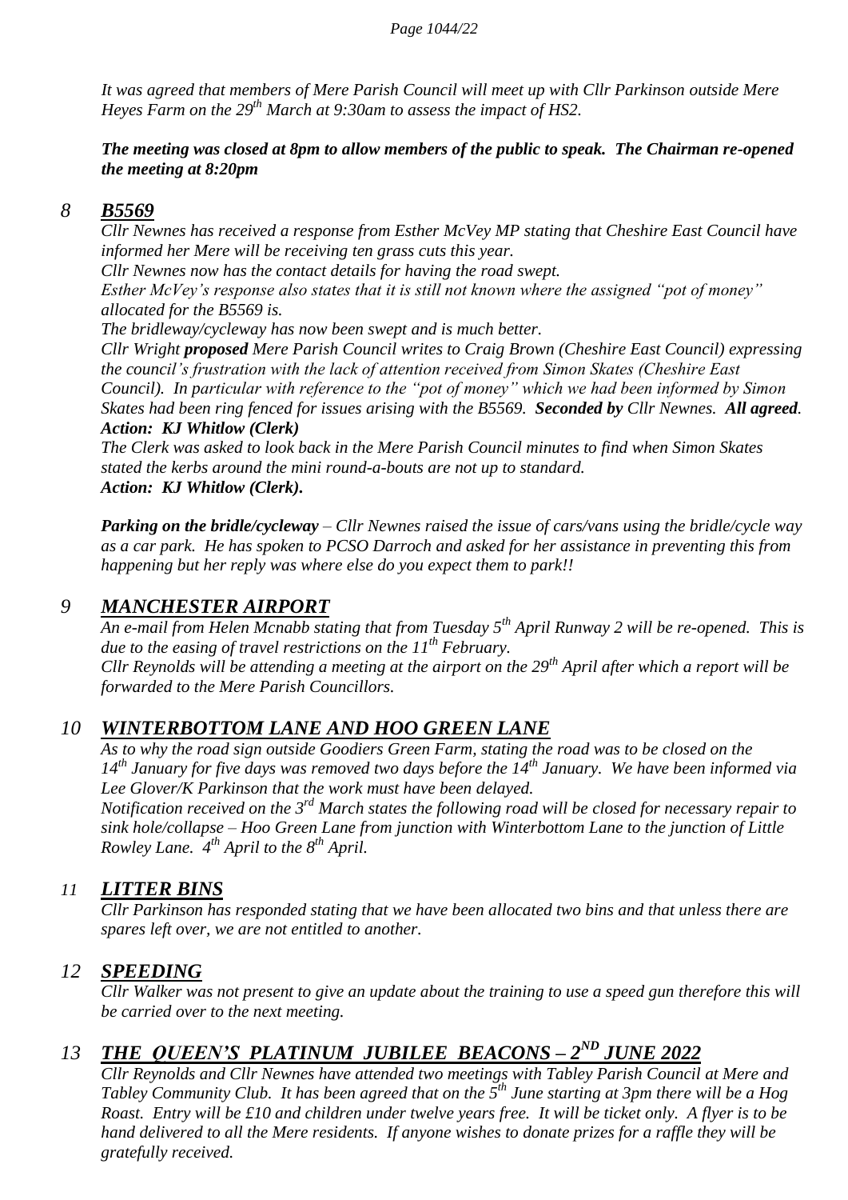*It was agreed that members of Mere Parish Council will meet up with Cllr Parkinson outside Mere Heyes Farm on the 29th March at 9:30am to assess the impact of HS2.*

***The meeting was closed at 8pm to allow members of the public to speak. The Chairman re-opened the meeting at 8:20pm***

## *8 B5569*

*Cllr Newnes has received a response from Esther McVey MP stating that Cheshire East Council have informed her Mere will be receiving ten grass cuts this year.*

*Cllr Newnes now has the contact details for having the road swept.*

*Esther McVey's response also states that it is still not known where the assigned "pot of money" allocated for the B5569 is.*

*The bridleway/cycleway has now been swept and is much better.*

*Cllr Wright **proposed** Mere Parish Council writes to Craig Brown (Cheshire East Council) expressing the council's frustration with the lack of attention received from Simon Skates (Cheshire East Council). In particular with reference to the "pot of money" which we had been informed by Simon Skates had been ring fenced for issues arising with the B5569. **Seconded by** Cllr Newnes. **All agreed**.*
***Action: KJ Whitlow (Clerk)***

*The Clerk was asked to look back in the Mere Parish Council minutes to find when Simon Skates stated the kerbs around the mini round-a-bouts are not up to standard.*
***Action: KJ Whitlow (Clerk).***

***Parking on the bridle/cycleway** – Cllr Newnes raised the issue of cars/vans using the bridle/cycle way as a car park. He has spoken to PCSO Darroch and asked for her assistance in preventing this from happening but her reply was where else do you expect them to park!!*

## *9 MANCHESTER AIRPORT*

*An e-mail from Helen Mcnabb stating that from Tuesday 5th April Runway 2 will be re-opened. This is due to the easing of travel restrictions on the 11th February.*

*Cllr Reynolds will be attending a meeting at the airport on the 29th April after which a report will be forwarded to the Mere Parish Councillors.*

## *10 WINTERBOTTOM LANE AND HOO GREEN LANE*

*As to why the road sign outside Goodiers Green Farm, stating the road was to be closed on the 14th January for five days was removed two days before the 14th January. We have been informed via Lee Glover/K Parkinson that the work must have been delayed.*

*Notification received on the 3rd March states the following road will be closed for necessary repair to sink hole/collapse – Hoo Green Lane from junction with Winterbottom Lane to the junction of Little Rowley Lane. 4th April to the 8th April.*

## *11 LITTER BINS*

*Cllr Parkinson has responded stating that we have been allocated two bins and that unless there are spares left over, we are not entitled to another.*

## *12 SPEEDING*

*Cllr Walker was not present to give an update about the training to use a speed gun therefore this will be carried over to the next meeting.*

## *13 THE QUEEN'S PLATINUM JUBILEE BEACONS – 2ND JUNE 2022*

*Cllr Reynolds and Cllr Newnes have attended two meetings with Tabley Parish Council at Mere and Tabley Community Club. It has been agreed that on the 5th June starting at 3pm there will be a Hog Roast. Entry will be £10 and children under twelve years free. It will be ticket only. A flyer is to be hand delivered to all the Mere residents. If anyone wishes to donate prizes for a raffle they will be gratefully received.*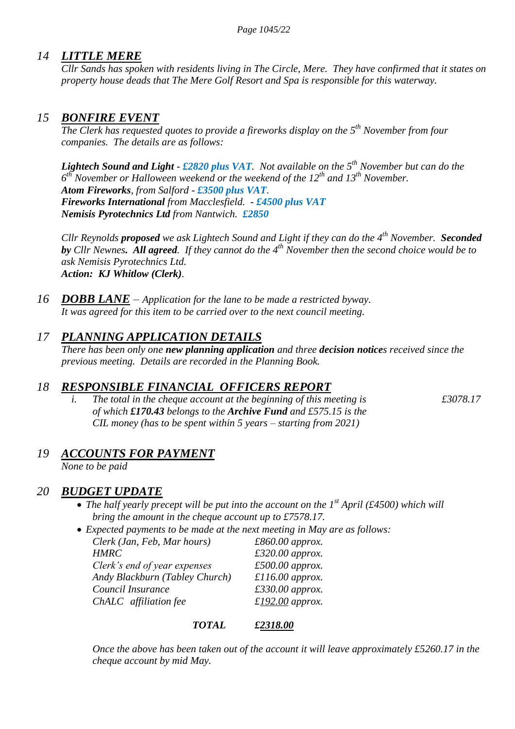## 14 *LITTLE MERE*

*Cllr Sands has spoken with residents living in The Circle, Mere. They have confirmed that it states on property house deads that The Mere Golf Resort and Spa is responsible for this waterway.*

## 15 *BONFIRE EVENT*

*The Clerk has requested quotes to provide a fireworks display on the 5th November from four companies. The details are as follows:*

***Lightech Sound and Light** - **£2820 plus VAT**. Not available on the 5th November but can do the 6th November or Halloween weekend or the weekend of the 12th and 13th November.*
***Atom Fireworks**, from Salford - **£3500 plus VAT**.*
***Fireworks International** from Macclesfield. - **£4500 plus VAT***
***Nemisis Pyrotechnics Ltd** from Nantwich. **£2850***

*Cllr Reynolds **proposed** we ask Lightech Sound and Light if they can do the 4th November. **Seconded by** Cllr Newnes. **All agreed**. If they cannot do the 4th November then the second choice would be to ask Nemisis Pyrotechnics Ltd.*
***Action: KJ Whitlow (Clerk)**.*

## 16 *DOBB LANE* – *Application for the lane to be made a restricted byway.*

*It was agreed for this item to be carried over to the next council meeting.*

## 17 *PLANNING APPLICATION DETAILS*

*There has been only one **new planning application** and three **decision notice**s received since the previous meeting. Details are recorded in the Planning Book.*

## 18 *RESPONSIBLE FINANCIAL OFFICERS REPORT*

*i. The total in the cheque account at the beginning of this meeting is £3078.17 of which **£170.43** belongs to the **Archive Fund** and £575.15 is the CIL money (has to be spent within 5 years – starting from 2021)*

## 19 *ACCOUNTS FOR PAYMENT*

*None to be paid*

## 20 *BUDGET UPDATE*

- *The half yearly precept will be put into the account on the 1st April (£4500) which will bring the amount in the cheque account up to £7578.17.*
- *Expected payments to be made at the next meeting in May are as follows:*

| | |
|---|---|
| *Clerk (Jan, Feb, Mar hours)* | *£860.00 approx.* |
| *HMRC* | *£320.00 approx.* |
| *Clerk's end of year expenses* | *£500.00 approx.* |
| *Andy Blackburn (Tabley Church)* | *£116.00 approx.* |
| *Council Insurance* | *£330.00 approx.* |
| *ChALC affiliation fee* | *£192.00 approx.* |
| ***TOTAL*** | ***£2318.00*** |

*Once the above has been taken out of the account it will leave approximately £5260.17 in the cheque account by mid May.*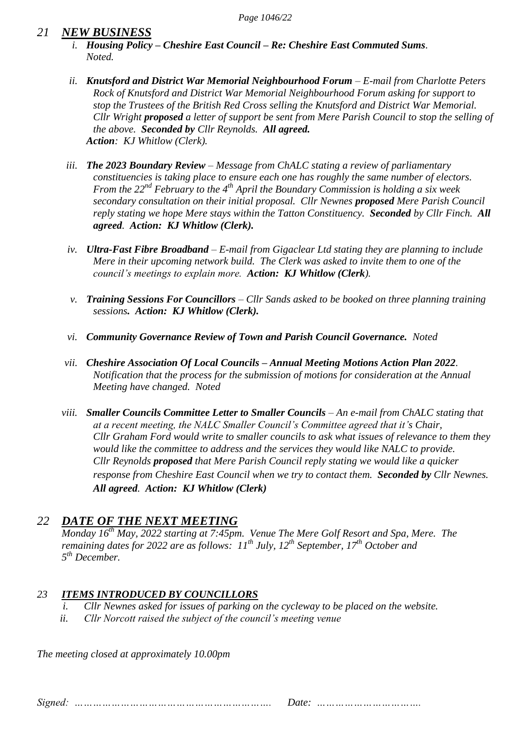## *21 NEW BUSINESS*

*i. **Housing Policy – Cheshire East Council – Re: Cheshire East Commuted Sums**. Noted.*

*ii. **Knutsford and District War Memorial Neighbourhood Forum** – E-mail from Charlotte Peters Rock of Knutsford and District War Memorial Neighbourhood Forum asking for support to stop the Trustees of the British Red Cross selling the Knutsford and District War Memorial. Cllr Wright **proposed** a letter of support be sent from Mere Parish Council to stop the selling of the above. **Seconded by** Cllr Reynolds. **All agreed.***
***Action**: KJ Whitlow (Clerk).*

*iii. **The 2023 Boundary Review** – Message from ChALC stating a review of parliamentary constituencies is taking place to ensure each one has roughly the same number of electors. From the 22nd February to the 4th April the Boundary Commission is holding a six week secondary consultation on their initial proposal. Cllr Newnes **proposed** Mere Parish Council reply stating we hope Mere stays within the Tatton Constituency. **Seconded** by Cllr Finch. **All agreed**. **Action: KJ Whitlow (Clerk).***

*iv. **Ultra-Fast Fibre Broadband** – E-mail from Gigaclear Ltd stating they are planning to include Mere in their upcoming network build. The Clerk was asked to invite them to one of the council's meetings to explain more. **Action: KJ Whitlow (Clerk**).*

*v. **Training Sessions For Councillors** – Cllr Sands asked to be booked on three planning training sessions**. Action: KJ Whitlow (Clerk).***

*vi. **Community Governance Review of Town and Parish Council Governance.** Noted*

*vii. **Cheshire Association Of Local Councils – Annual Meeting Motions Action Plan 2022**. Notification that the process for the submission of motions for consideration at the Annual Meeting have changed. Noted*

*viii. **Smaller Councils Committee Letter to Smaller Councils** – An e-mail from ChALC stating that at a recent meeting, the NALC Smaller Council's Committee agreed that it's Chair, Cllr Graham Ford would write to smaller councils to ask what issues of relevance to them they would like the committee to address and the services they would like NALC to provide. Cllr Reynolds **proposed** that Mere Parish Council reply stating we would like a quicker response from Cheshire East Council when we try to contact them. **Seconded by** Cllr Newnes. **All agreed**. **Action: KJ Whitlow (Clerk)***

## *22 DATE OF THE NEXT MEETING*

*Monday 16th May, 2022 starting at 7:45pm. Venue The Mere Golf Resort and Spa, Mere. The remaining dates for 2022 are as follows: 11th July, 12th September, 17th October and 5th December.*

## *23 ITEMS INTRODUCED BY COUNCILLORS*

*i. Cllr Newnes asked for issues of parking on the cycleway to be placed on the website.*
*ii. Cllr Norcott raised the subject of the council's meeting venue*

*The meeting closed at approximately 10.00pm*

*Signed: ………………………………………………………. Date: ………………………….*